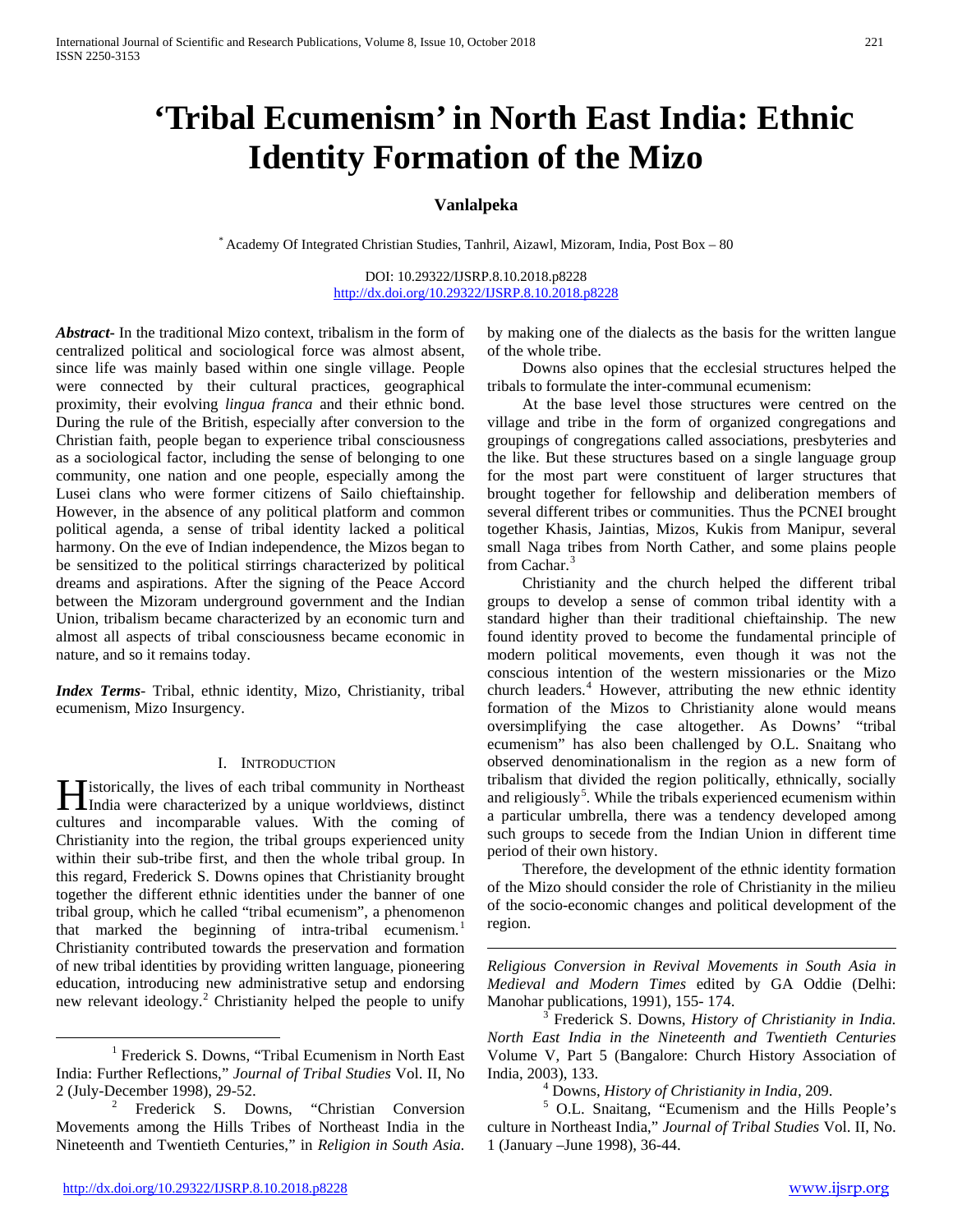# 'Tribal Ecumenism' in North East India: Ethnic Identity Formation of the Mizo

**Vanlalpeka**

[*] Academy Of Integrated Christian Studies, Tanhril, Aizawl, Mizoram, India, Post Box – 80

DOI: 10.29322/IJSRP.8.10.2018.p8228
http://dx.doi.org/10.29322/IJSRP.8.10.2018.p8228

***Abstract***- In the traditional Mizo context, tribalism in the form of centralized political and sociological force was almost absent, since life was mainly based within one single village. People were connected by their cultural practices, geographical proximity, their evolving *lingua franca* and their ethnic bond. During the rule of the British, especially after conversion to the Christian faith, people began to experience tribal consciousness as a sociological factor, including the sense of belonging to one community, one nation and one people, especially among the Lusei clans who were former citizens of Sailo chieftainship. However, in the absence of any political platform and common political agenda, a sense of tribal identity lacked a political harmony. On the eve of Indian independence, the Mizos began to be sensitized to the political stirrings characterized by political dreams and aspirations. After the signing of the Peace Accord between the Mizoram underground government and the Indian Union, tribalism became characterized by an economic turn and almost all aspects of tribal consciousness became economic in nature, and so it remains today.

***Index Terms***- Tribal, ethnic identity, Mizo, Christianity, tribal ecumenism, Mizo Insurgency.

## I. Introduction

Historically, the lives of each tribal community in Northeast India were characterized by a unique worldviews, distinct cultures and incomparable values. With the coming of Christianity into the region, the tribal groups experienced unity within their sub-tribe first, and then the whole tribal group. In this regard, Frederick S. Downs opines that Christianity brought together the different ethnic identities under the banner of one tribal group, which he called "tribal ecumenism", a phenomenon that marked the beginning of intra-tribal ecumenism.[1] Christianity contributed towards the preservation and formation of new tribal identities by providing written language, pioneering education, introducing new administrative setup and endorsing new relevant ideology.[2] Christianity helped the people to unify by making one of the dialects as the basis for the written langue of the whole tribe.

Downs also opines that the ecclesial structures helped the tribals to formulate the inter-communal ecumenism:

At the base level those structures were centred on the village and tribe in the form of organized congregations and groupings of congregations called associations, presbyteries and the like. But these structures based on a single language group for the most part were constituent of larger structures that brought together for fellowship and deliberation members of several different tribes or communities. Thus the PCNEI brought together Khasis, Jaintias, Mizos, Kukis from Manipur, several small Naga tribes from North Cather, and some plains people from Cachar.[3]

Christianity and the church helped the different tribal groups to develop a sense of common tribal identity with a standard higher than their traditional chieftainship. The new found identity proved to become the fundamental principle of modern political movements, even though it was not the conscious intention of the western missionaries or the Mizo church leaders.[4] However, attributing the new ethnic identity formation of the Mizos to Christianity alone would means oversimplifying the case altogether. As Downs' "tribal ecumenism" has also been challenged by O.L. Snaitang who observed denominationalism in the region as a new form of tribalism that divided the region politically, ethnically, socially and religiously[5]. While the tribals experienced ecumenism within a particular umbrella, there was a tendency developed among such groups to secede from the Indian Union in different time period of their own history.

Therefore, the development of the ethnic identity formation of the Mizo should consider the role of Christianity in the milieu of the socio-economic changes and political development of the region.

---

[1] Frederick S. Downs, "Tribal Ecumenism in North East India: Further Reflections," *Journal of Tribal Studies* Vol. II, No 2 (July-December 1998), 29-52.

[2] Frederick S. Downs, "Christian Conversion Movements among the Hills Tribes of Northeast India in the Nineteenth and Twentieth Centuries," in *Religion in South Asia. Religious Conversion in Revival Movements in South Asia in Medieval and Modern Times* edited by GA Oddie (Delhi: Manohar publications, 1991), 155- 174.

[3] Frederick S. Downs, *History of Christianity in India. North East India in the Nineteenth and Twentieth Centuries* Volume V, Part 5 (Bangalore: Church History Association of India, 2003), 133.

[4] Downs, *History of Christianity in India,* 209.

[5] O.L. Snaitang, "Ecumenism and the Hills People's culture in Northeast India," *Journal of Tribal Studies* Vol. II, No. 1 (January –June 1998), 36-44.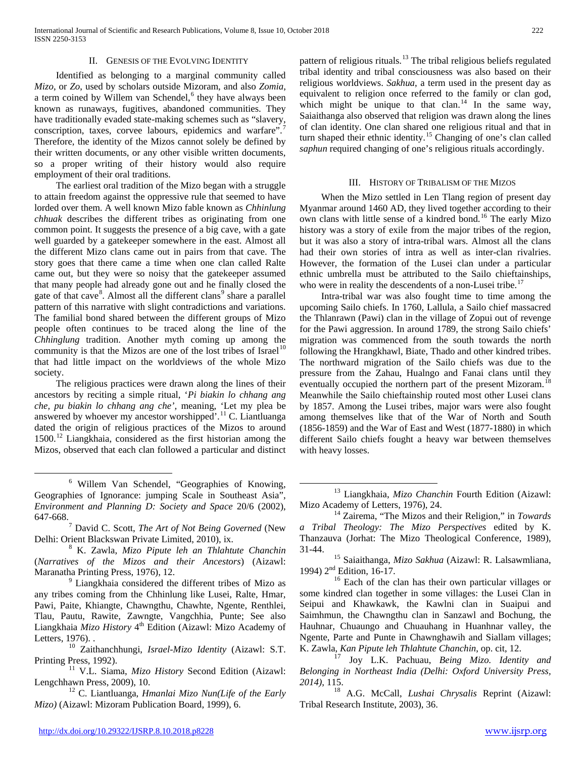## II. Genesis of the Evolving Identity

Identified as belonging to a marginal community called *Mizo*, or *Zo*, used by scholars outside Mizoram, and also *Zomia*, a term coined by Willem van Schendel,[6] they have always been known as runaways, fugitives, abandoned communities. They have traditionally evaded state-making schemes such as "slavery, conscription, taxes, corvee labours, epidemics and warfare".[7] Therefore, the identity of the Mizos cannot solely be defined by their written documents, or any other visible written documents, so a proper writing of their history would also require employment of their oral traditions.

The earliest oral tradition of the Mizo began with a struggle to attain freedom against the oppressive rule that seemed to have lorded over them. A well known Mizo fable known as *Chhinlung chhuak* describes the different tribes as originating from one common point. It suggests the presence of a big cave, with a gate well guarded by a gatekeeper somewhere in the east. Almost all the different Mizo clans came out in pairs from that cave. The story goes that there came a time when one clan called Ralte came out, but they were so noisy that the gatekeeper assumed that many people had already gone out and he finally closed the gate of that cave[8]. Almost all the different clans[9] share a parallel pattern of this narrative with slight contradictions and variations. The familial bond shared between the different groups of Mizo people often continues to be traced along the line of the *Chhinglung* tradition. Another myth coming up among the community is that the Mizos are one of the lost tribes of Israel[10] that had little impact on the worldviews of the whole Mizo society.

The religious practices were drawn along the lines of their ancestors by reciting a simple ritual, '*Pi biakin lo chhang ang che, pu biakin lo chhang ang che*', meaning, 'Let my plea be answered by whoever my ancestor worshipped'.[11] C. Liantluanga dated the origin of religious practices of the Mizos to around 1500.[12] Liangkhaia, considered as the first historian among the Mizos, observed that each clan followed a particular and distinct pattern of religious rituals.[13] The tribal religious beliefs regulated tribal identity and tribal consciousness was also based on their religious worldviews. *Sakhua*, a term used in the present day as equivalent to religion once referred to the family or clan god, which might be unique to that clan.[14] In the same way, Saiaithanga also observed that religion was drawn along the lines of clan identity. One clan shared one religious ritual and that in turn shaped their ethnic identity.[15] Changing of one's clan called *saphun* required changing of one's religious rituals accordingly.

## III. History of Tribalism of the Mizos

When the Mizo settled in Len Tlang region of present day Myanmar around 1460 AD, they lived together according to their own clans with little sense of a kindred bond.[16] The early Mizo history was a story of exile from the major tribes of the region, but it was also a story of intra-tribal wars. Almost all the clans had their own stories of intra as well as inter-clan rivalries. However, the formation of the Lusei clan under a particular ethnic umbrella must be attributed to the Sailo chieftainships, who were in reality the descendents of a non-Lusei tribe.[17]

Intra-tribal war was also fought time to time among the upcoming Sailo chiefs. In 1760, Lallula, a Sailo chief massacred the Thlanrawn (Pawi) clan in the village of Zopui out of revenge for the Pawi aggression. In around 1789, the strong Sailo chiefs' migration was commenced from the south towards the north following the Hrangkhawl, Biate, Thado and other kindred tribes. The northward migration of the Sailo chiefs was due to the pressure from the Zahau, Hualngo and Fanai clans until they eventually occupied the northern part of the present Mizoram.[18] Meanwhile the Sailo chieftainship routed most other Lusei clans by 1857. Among the Lusei tribes, major wars were also fought among themselves like that of the War of North and South (1856-1859) and the War of East and West (1877-1880) in which different Sailo chiefs fought a heavy war between themselves with heavy losses.

---

[6] Willem Van Schendel, "Geographies of Knowing, Geographies of Ignorance: jumping Scale in Southeast Asia", *Environment and Planning D: Society and Space* 20/6 (2002), 647-668.

[7] David C. Scott, *The Art of Not Being Governed* (New Delhi: Orient Blackswan Private Limited, 2010), ix.

[8] K. Zawla, *Mizo Pipute leh an Thlahtute Chanchin* (*Narratives of the Mizos and their Ancestors*) (Aizawl: Maranatha Printing Press, 1976), 12.

[9] Liangkhaia considered the different tribes of Mizo as any tribes coming from the Chhinlung like Lusei, Ralte, Hmar, Pawi, Paite, Khiangte, Chawngthu, Chawhte, Ngente, Renthlei, Tlau, Pautu, Rawite, Zawngte, Vangchhia, Punte; See also Liangkhaia *Mizo History* 4th Edition (Aizawl: Mizo Academy of Letters, 1976). .

[10] Zaithanchhungi, *Israel-Mizo Identity* (Aizawl: S.T. Printing Press, 1992).

[11] V.L. Siama, *Mizo History* Second Edition (Aizawl: Lengchhawn Press, 2009), 10.

[12] C. Liantluanga, *Hmanlai Mizo Nun(Life of the Early Mizo)* (Aizawl: Mizoram Publication Board, 1999), 6.

[13] Liangkhaia, *Mizo Chanchin* Fourth Edition (Aizawl: Mizo Academy of Letters, 1976), 24.

[14] Zairema, "The Mizos and their Religion," in *Towards a Tribal Theology: The Mizo Perspectives* edited by K. Thanzauva (Jorhat: The Mizo Theological Conference, 1989), 31-44.

[15] Saiaithanga, *Mizo Sakhua* (Aizawl: R. Lalsawmliana, 1994) 2nd Edition, 16-17.

[16] Each of the clan has their own particular villages or some kindred clan together in some villages: the Lusei Clan in Seipui and Khawkawk, the Kawlni clan in Suaipui and Saimhmun, the Chawngthu clan in Sanzawl and Bochung, the Hauhnar, Chuaungo and Chuauhang in Huanhnar valley, the Ngente, Parte and Punte in Chawnghawih and Siallam villages; K. Zawla, *Kan Pipute leh Thlahtute Chanchin*, op. cit, 12.

[17] Joy L.K. Pachuau, *Being Mizo. Identity and Belonging in Northeast India (Delhi: Oxford University Press, 2014)*, 115.

[18] A.G. McCall, *Lushai Chrysalis* Reprint (Aizawl: Tribal Research Institute, 2003), 36.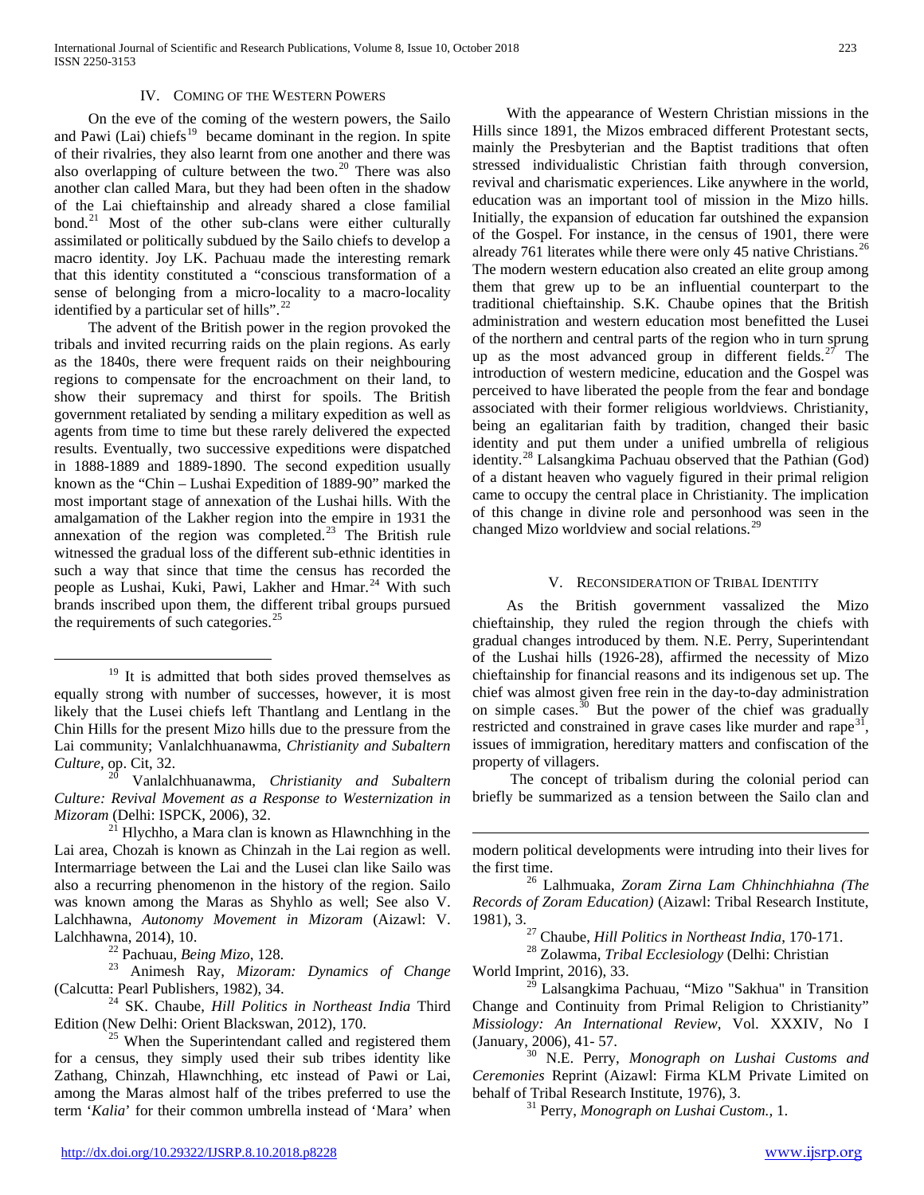## IV. Coming of the Western Powers

On the eve of the coming of the western powers, the Sailo and Pawi (Lai) chiefs[19] became dominant in the region. In spite of their rivalries, they also learnt from one another and there was also overlapping of culture between the two.[20] There was also another clan called Mara, but they had been often in the shadow of the Lai chieftainship and already shared a close familial bond.[21] Most of the other sub-clans were either culturally assimilated or politically subdued by the Sailo chiefs to develop a macro identity. Joy LK. Pachuau made the interesting remark that this identity constituted a "conscious transformation of a sense of belonging from a micro-locality to a macro-locality identified by a particular set of hills".[22]

The advent of the British power in the region provoked the tribals and invited recurring raids on the plain regions. As early as the 1840s, there were frequent raids on their neighbouring regions to compensate for the encroachment on their land, to show their supremacy and thirst for spoils. The British government retaliated by sending a military expedition as well as agents from time to time but these rarely delivered the expected results. Eventually, two successive expeditions were dispatched in 1888-1889 and 1889-1890. The second expedition usually known as the "Chin – Lushai Expedition of 1889-90" marked the most important stage of annexation of the Lushai hills. With the amalgamation of the Lakher region into the empire in 1931 the annexation of the region was completed.[23] The British rule witnessed the gradual loss of the different sub-ethnic identities in such a way that since that time the census has recorded the people as Lushai, Kuki, Pawi, Lakher and Hmar.[24] With such brands inscribed upon them, the different tribal groups pursued the requirements of such categories.[25]

With the appearance of Western Christian missions in the Hills since 1891, the Mizos embraced different Protestant sects, mainly the Presbyterian and the Baptist traditions that often stressed individualistic Christian faith through conversion, revival and charismatic experiences. Like anywhere in the world, education was an important tool of mission in the Mizo hills. Initially, the expansion of education far outshined the expansion of the Gospel. For instance, in the census of 1901, there were already 761 literates while there were only 45 native Christians.[26] The modern western education also created an elite group among them that grew up to be an influential counterpart to the traditional chieftainship. S.K. Chaube opines that the British administration and western education most benefitted the Lusei of the northern and central parts of the region who in turn sprung up as the most advanced group in different fields.[27] The introduction of western medicine, education and the Gospel was perceived to have liberated the people from the fear and bondage associated with their former religious worldviews. Christianity, being an egalitarian faith by tradition, changed their basic identity and put them under a unified umbrella of religious identity.[28] Lalsangkima Pachuau observed that the Pathian (God) of a distant heaven who vaguely figured in their primal religion came to occupy the central place in Christianity. The implication of this change in divine role and personhood was seen in the changed Mizo worldview and social relations.[29]

## V. Reconsideration of Tribal Identity

As the British government vassalized the Mizo chieftainship, they ruled the region through the chiefs with gradual changes introduced by them. N.E. Perry, Superintendant of the Lushai hills (1926-28), affirmed the necessity of Mizo chieftainship for financial reasons and its indigenous set up. The chief was almost given free rein in the day-to-day administration on simple cases.[30] But the power of the chief was gradually restricted and constrained in grave cases like murder and rape[31], issues of immigration, hereditary matters and confiscation of the property of villagers.

The concept of tribalism during the colonial period can briefly be summarized as a tension between the Sailo clan and

---

[19] It is admitted that both sides proved themselves as equally strong with number of successes, however, it is most likely that the Lusei chiefs left Thantlang and Lentlang in the Chin Hills for the present Mizo hills due to the pressure from the Lai community; Vanlalchhuanawma, *Christianity and Subaltern Culture*, op. Cit, 32.

[20] Vanlalchhuanawma, *Christianity and Subaltern Culture: Revival Movement as a Response to Westernization in Mizoram* (Delhi: ISPCK, 2006), 32.

[21] Hlychho, a Mara clan is known as Hlawnchhing in the Lai area, Chozah is known as Chinzah in the Lai region as well. Intermarriage between the Lai and the Lusei clan like Sailo was also a recurring phenomenon in the history of the region. Sailo was known among the Maras as Shyhlo as well; See also V. Lalchhawna, *Autonomy Movement in Mizoram* (Aizawl: V. Lalchhawna, 2014), 10.

[22] Pachuau, *Being Mizo*, 128.

[23] Animesh Ray, *Mizoram: Dynamics of Change* (Calcutta: Pearl Publishers, 1982), 34.

[24] SK. Chaube, *Hill Politics in Northeast India* Third Edition (New Delhi: Orient Blackswan, 2012), 170.

[25] When the Superintendant called and registered them for a census, they simply used their sub tribes identity like Zathang, Chinzah, Hlawnchhing, etc instead of Pawi or Lai, among the Maras almost half of the tribes preferred to use the term '*Kalia*' for their common umbrella instead of 'Mara' when modern political developments were intruding into their lives for the first time.

[26] Lalhmuaka, *Zoram Zirna Lam Chhinchhiahna (The Records of Zoram Education)* (Aizawl: Tribal Research Institute, 1981), 3.

[27] Chaube, *Hill Politics in Northeast India*, 170-171.

[28] Zolawma, *Tribal Ecclesiology* (Delhi: Christian World Imprint, 2016), 33.

[29] Lalsangkima Pachuau, "Mizo "Sakhua" in Transition Change and Continuity from Primal Religion to Christianity" *Missiology: An International Review*, Vol. XXXIV, No I (January, 2006), 41- 57.

[30] N.E. Perry, *Monograph on Lushai Customs and Ceremonies* Reprint (Aizawl: Firma KLM Private Limited on behalf of Tribal Research Institute, 1976), 3.

[31] Perry, *Monograph on Lushai Custom.*, 1.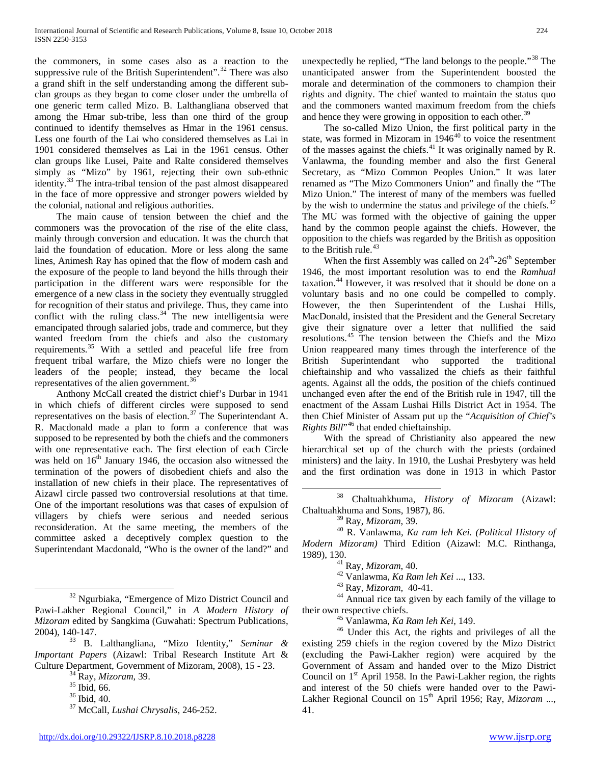the commoners, in some cases also as a reaction to the suppressive rule of the British Superintendent".[32] There was also a grand shift in the self understanding among the different sub-clan groups as they began to come closer under the umbrella of one generic term called Mizo. B. Lalthangliana observed that among the Hmar sub-tribe, less than one third of the group continued to identify themselves as Hmar in the 1961 census. Less one fourth of the Lai who considered themselves as Lai in 1901 considered themselves as Lai in the 1961 census. Other clan groups like Lusei, Paite and Ralte considered themselves simply as "Mizo" by 1961, rejecting their own sub-ethnic identity.[33] The intra-tribal tension of the past almost disappeared in the face of more oppressive and stronger powers wielded by the colonial, national and religious authorities.

The main cause of tension between the chief and the commoners was the provocation of the rise of the elite class, mainly through conversion and education. It was the church that laid the foundation of education. More or less along the same lines, Animesh Ray has opined that the flow of modern cash and the exposure of the people to land beyond the hills through their participation in the different wars were responsible for the emergence of a new class in the society they eventually struggled for recognition of their status and privilege. Thus, they came into conflict with the ruling class.[34] The new intelligentsia were emancipated through salaried jobs, trade and commerce, but they wanted freedom from the chiefs and also the customary requirements.[35] With a settled and peaceful life free from frequent tribal warfare, the Mizo chiefs were no longer the leaders of the people; instead, they became the local representatives of the alien government.[36]

Anthony McCall created the district chief's Durbar in 1941 in which chiefs of different circles were supposed to send representatives on the basis of election.[37] The Superintendant A. R. Macdonald made a plan to form a conference that was supposed to be represented by both the chiefs and the commoners with one representative each. The first election of each Circle was held on 16th January 1946, the occasion also witnessed the termination of the powers of disobedient chiefs and also the installation of new chiefs in their place. The representatives of Aizawl circle passed two controversial resolutions at that time. One of the important resolutions was that cases of expulsion of villagers by chiefs were serious and needed serious reconsideration. At the same meeting, the members of the committee asked a deceptively complex question to the Superintendant Macdonald, "Who is the owner of the land?" and unexpectedly he replied, "The land belongs to the people."[38] The unanticipated answer from the Superintendent boosted the morale and determination of the commoners to champion their rights and dignity. The chief wanted to maintain the status quo and the commoners wanted maximum freedom from the chiefs and hence they were growing in opposition to each other.[39]

The so-called Mizo Union, the first political party in the state, was formed in Mizoram in 1946[40] to voice the resentment of the masses against the chiefs.[41] It was originally named by R. Vanlawma, the founding member and also the first General Secretary, as "Mizo Common Peoples Union." It was later renamed as "The Mizo Commoners Union" and finally the "The Mizo Union." The interest of many of the members was fuelled by the wish to undermine the status and privilege of the chiefs.[42] The MU was formed with the objective of gaining the upper hand by the common people against the chiefs. However, the opposition to the chiefs was regarded by the British as opposition to the British rule.[43]

When the first Assembly was called on 24th-26th September 1946, the most important resolution was to end the *Ramhual* taxation.[44] However, it was resolved that it should be done on a voluntary basis and no one could be compelled to comply. However, the then Superintendent of the Lushai Hills, MacDonald, insisted that the President and the General Secretary give their signature over a letter that nullified the said resolutions.[45] The tension between the Chiefs and the Mizo Union reappeared many times through the interference of the British Superintendant who supported the traditional chieftainship and who vassalized the chiefs as their faithful agents. Against all the odds, the position of the chiefs continued unchanged even after the end of the British rule in 1947, till the enactment of the Assam Lushai Hills District Act in 1954. The then Chief Minister of Assam put up the "*Acquisition of Chief's Rights Bill*"[46] that ended chieftainship.

With the spread of Christianity also appeared the new hierarchical set up of the church with the priests (ordained ministers) and the laity. In 1910, the Lushai Presbytery was held and the first ordination was done in 1913 in which Pastor

---

[32] Ngurbiaka, "Emergence of Mizo District Council and Pawi-Lakher Regional Council," in *A Modern History of Mizoram* edited by Sangkima (Guwahati: Spectrum Publications, 2004), 140-147.

[33] B. Lalthangliana, "Mizo Identity," *Seminar & Important Papers* (Aizawl: Tribal Research Institute Art & Culture Department, Government of Mizoram, 2008), 15 - 23.

[34] Ray, *Mizoram,* 39.

[35] Ibid, 66.

[36] Ibid, 40.

[37] McCall, *Lushai Chrysalis*, 246-252.

[38] Chaltuahkhuma, *History of Mizoram* (Aizawl: Chaltuahkhuma and Sons, 1987), 86.

[39] Ray, *Mizoram*, 39.

[40] R. Vanlawma, *Ka ram leh Kei. (Political History of Modern Mizoram)* Third Edition (Aizawl: M.C. Rinthanga, 1989), 130.

[41] Ray, *Mizoram*, 40.

[42] Vanlawma, *Ka Ram leh Kei* ..., 133.

[43] Ray, *Mizoram,* 40-41.

[44] Annual rice tax given by each family of the village to their own respective chiefs.

[45] Vanlawma, *Ka Ram leh Kei*, 149.

[46] Under this Act, the rights and privileges of all the existing 259 chiefs in the region covered by the Mizo District (excluding the Pawi-Lakher region) were acquired by the Government of Assam and handed over to the Mizo District Council on 1st April 1958. In the Pawi-Lakher region, the rights and interest of the 50 chiefs were handed over to the Pawi-Lakher Regional Council on 15th April 1956; Ray, *Mizoram* ..., 41.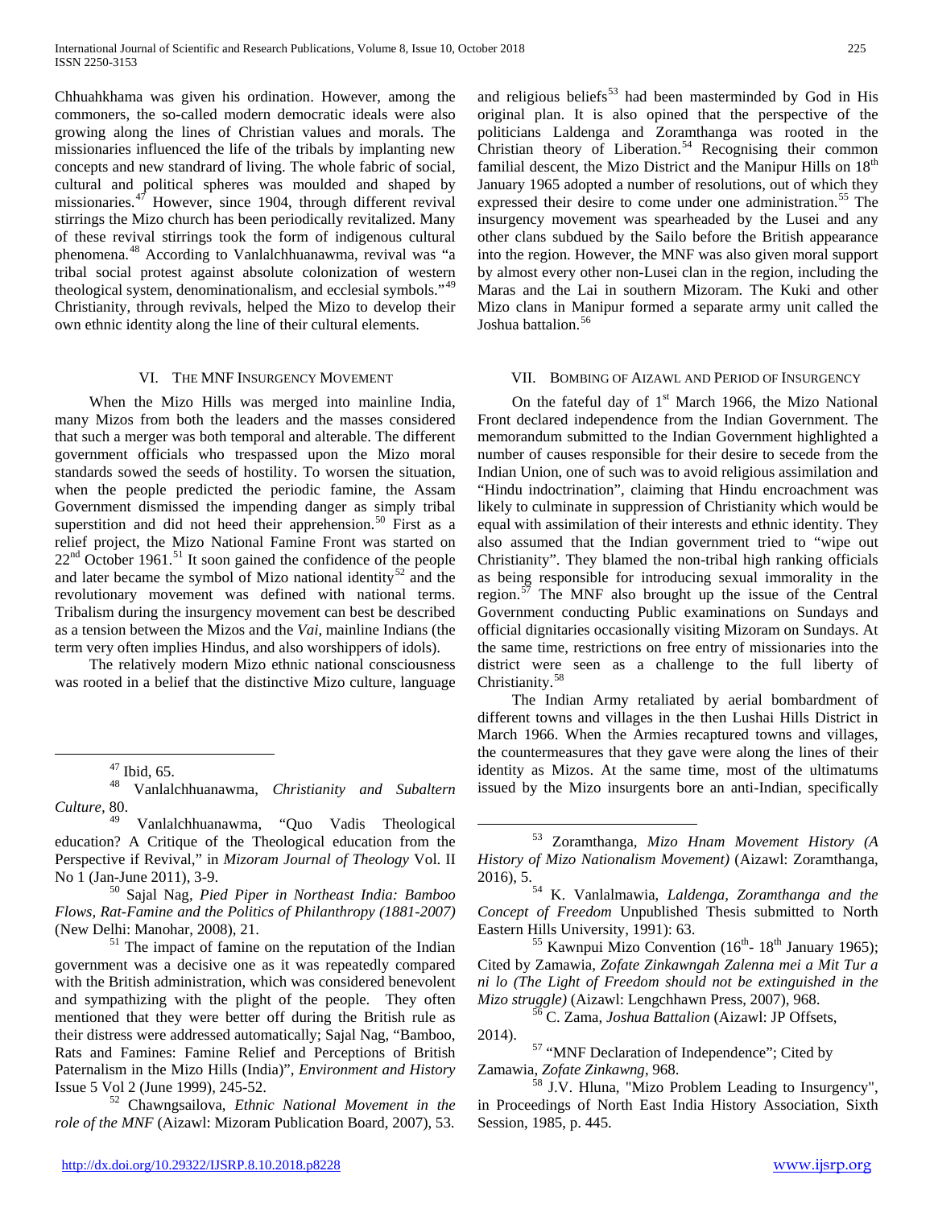Chhuahkhama was given his ordination. However, among the commoners, the so-called modern democratic ideals were also growing along the lines of Christian values and morals. The missionaries influenced the life of the tribals by implanting new concepts and new standrard of living. The whole fabric of social, cultural and political spheres was moulded and shaped by missionaries.[47] However, since 1904, through different revival stirrings the Mizo church has been periodically revitalized. Many of these revival stirrings took the form of indigenous cultural phenomena.[48] According to Vanlalchhuanawma, revival was "a tribal social protest against absolute colonization of western theological system, denominationalism, and ecclesial symbols."[49] Christianity, through revivals, helped the Mizo to develop their own ethnic identity along the line of their cultural elements.

## VI. The MNF Insurgency Movement

When the Mizo Hills was merged into mainline India, many Mizos from both the leaders and the masses considered that such a merger was both temporal and alterable. The different government officials who trespassed upon the Mizo moral standards sowed the seeds of hostility. To worsen the situation, when the people predicted the periodic famine, the Assam Government dismissed the impending danger as simply tribal superstition and did not heed their apprehension.[50] First as a relief project, the Mizo National Famine Front was started on 22nd October 1961.[51] It soon gained the confidence of the people and later became the symbol of Mizo national identity[52] and the revolutionary movement was defined with national terms. Tribalism during the insurgency movement can best be described as a tension between the Mizos and the *Vai*, mainline Indians (the term very often implies Hindus, and also worshippers of idols).

The relatively modern Mizo ethnic national consciousness was rooted in a belief that the distinctive Mizo culture, language and religious beliefs[53] had been masterminded by God in His original plan. It is also opined that the perspective of the politicians Laldenga and Zoramthanga was rooted in the Christian theory of Liberation.[54] Recognising their common familial descent, the Mizo District and the Manipur Hills on 18th January 1965 adopted a number of resolutions, out of which they expressed their desire to come under one administration.[55] The insurgency movement was spearheaded by the Lusei and any other clans subdued by the Sailo before the British appearance into the region. However, the MNF was also given moral support by almost every other non-Lusei clan in the region, including the Maras and the Lai in southern Mizoram. The Kuki and other Mizo clans in Manipur formed a separate army unit called the Joshua battalion.[56]

## VII. Bombing of Aizawl and Period of Insurgency

On the fateful day of 1st March 1966, the Mizo National Front declared independence from the Indian Government. The memorandum submitted to the Indian Government highlighted a number of causes responsible for their desire to secede from the Indian Union, one of such was to avoid religious assimilation and "Hindu indoctrination", claiming that Hindu encroachment was likely to culminate in suppression of Christianity which would be equal with assimilation of their interests and ethnic identity. They also assumed that the Indian government tried to "wipe out Christianity". They blamed the non-tribal high ranking officials as being responsible for introducing sexual immorality in the region.[57] The MNF also brought up the issue of the Central Government conducting Public examinations on Sundays and official dignitaries occasionally visiting Mizoram on Sundays. At the same time, restrictions on free entry of missionaries into the district were seen as a challenge to the full liberty of Christianity.[58]

The Indian Army retaliated by aerial bombardment of different towns and villages in the then Lushai Hills District in March 1966. When the Armies recaptured towns and villages, the countermeasures that they gave were along the lines of their identity as Mizos. At the same time, most of the ultimatums issued by the Mizo insurgents bore an anti-Indian, specifically

---

[47] Ibid, 65.

[48] Vanlalchhuanawma, *Christianity and Subaltern Culture*, 80.

[49] Vanlalchhuanawma, "Quo Vadis Theological education? A Critique of the Theological education from the Perspective if Revival," in *Mizoram Journal of Theology* Vol. II No 1 (Jan-June 2011), 3-9.

[50] Sajal Nag, *Pied Piper in Northeast India: Bamboo Flows, Rat-Famine and the Politics of Philanthropy (1881-2007)* (New Delhi: Manohar, 2008), 21.

[51] The impact of famine on the reputation of the Indian government was a decisive one as it was repeatedly compared with the British administration, which was considered benevolent and sympathizing with the plight of the people. They often mentioned that they were better off during the British rule as their distress were addressed automatically; Sajal Nag, "Bamboo, Rats and Famines: Famine Relief and Perceptions of British Paternalism in the Mizo Hills (India)", *Environment and History* Issue 5 Vol 2 (June 1999), 245-52.

[52] Chawngsailova, *Ethnic National Movement in the role of the MNF* (Aizawl: Mizoram Publication Board, 2007), 53.

[53] Zoramthanga, *Mizo Hnam Movement History (A History of Mizo Nationalism Movement)* (Aizawl: Zoramthanga, 2016), 5.

[54] K. Vanlalmawia, *Laldenga, Zoramthanga and the Concept of Freedom* Unpublished Thesis submitted to North Eastern Hills University, 1991): 63.

[55] Kawnpui Mizo Convention (16th- 18th January 1965); Cited by Zamawia, *Zofate Zinkawngah Zalenna mei a Mit Tur a ni lo (The Light of Freedom should not be extinguished in the Mizo struggle)* (Aizawl: Lengchhawn Press, 2007), 968.

[56] C. Zama, *Joshua Battalion* (Aizawl: JP Offsets, 2014).

[57] "MNF Declaration of Independence"; Cited by Zamawia, *Zofate Zinkawng*, 968.

[58] J.V. Hluna, "Mizo Problem Leading to Insurgency", in Proceedings of North East India History Association, Sixth Session, 1985, p. 445.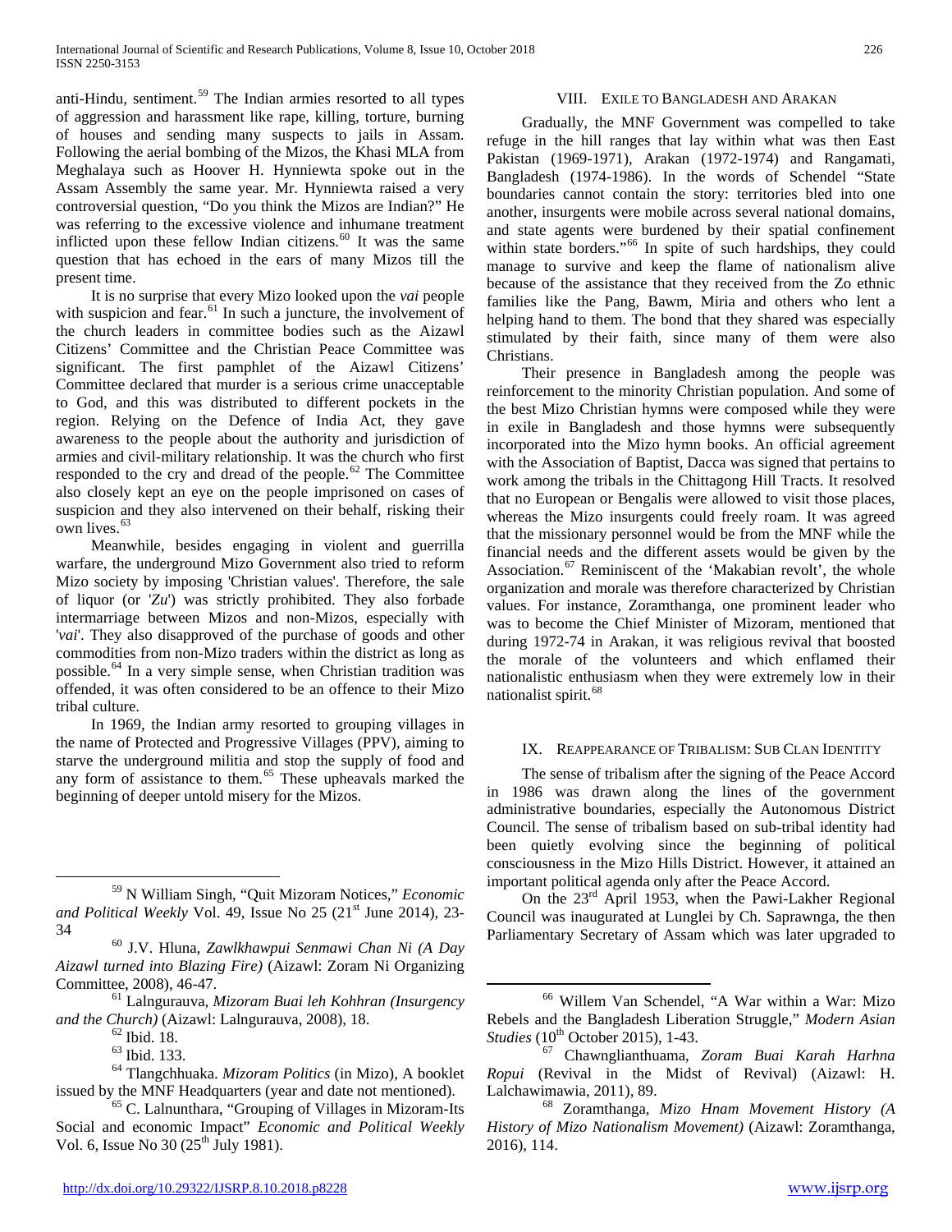anti-Hindu, sentiment.[59] The Indian armies resorted to all types of aggression and harassment like rape, killing, torture, burning of houses and sending many suspects to jails in Assam. Following the aerial bombing of the Mizos, the Khasi MLA from Meghalaya such as Hoover H. Hynniewta spoke out in the Assam Assembly the same year. Mr. Hynniewta raised a very controversial question, "Do you think the Mizos are Indian?" He was referring to the excessive violence and inhumane treatment inflicted upon these fellow Indian citizens.[60] It was the same question that has echoed in the ears of many Mizos till the present time.

It is no surprise that every Mizo looked upon the *vai* people with suspicion and fear.[61] In such a juncture, the involvement of the church leaders in committee bodies such as the Aizawl Citizens' Committee and the Christian Peace Committee was significant. The first pamphlet of the Aizawl Citizens' Committee declared that murder is a serious crime unacceptable to God, and this was distributed to different pockets in the region. Relying on the Defence of India Act, they gave awareness to the people about the authority and jurisdiction of armies and civil-military relationship. It was the church who first responded to the cry and dread of the people.[62] The Committee also closely kept an eye on the people imprisoned on cases of suspicion and they also intervened on their behalf, risking their own lives.[63]

Meanwhile, besides engaging in violent and guerrilla warfare, the underground Mizo Government also tried to reform Mizo society by imposing 'Christian values'. Therefore, the sale of liquor (or '*Zu*') was strictly prohibited. They also forbade intermarriage between Mizos and non-Mizos, especially with '*vai*'. They also disapproved of the purchase of goods and other commodities from non-Mizo traders within the district as long as possible.[64] In a very simple sense, when Christian tradition was offended, it was often considered to be an offence to their Mizo tribal culture.

In 1969, the Indian army resorted to grouping villages in the name of Protected and Progressive Villages (PPV), aiming to starve the underground militia and stop the supply of food and any form of assistance to them.[65] These upheavals marked the beginning of deeper untold misery for the Mizos.

## VIII. Exile to Bangladesh and Arakan

Gradually, the MNF Government was compelled to take refuge in the hill ranges that lay within what was then East Pakistan (1969-1971), Arakan (1972-1974) and Rangamati, Bangladesh (1974-1986). In the words of Schendel "State boundaries cannot contain the story: territories bled into one another, insurgents were mobile across several national domains, and state agents were burdened by their spatial confinement within state borders."[66] In spite of such hardships, they could manage to survive and keep the flame of nationalism alive because of the assistance that they received from the Zo ethnic families like the Pang, Bawm, Miria and others who lent a helping hand to them. The bond that they shared was especially stimulated by their faith, since many of them were also Christians.

Their presence in Bangladesh among the people was reinforcement to the minority Christian population. And some of the best Mizo Christian hymns were composed while they were in exile in Bangladesh and those hymns were subsequently incorporated into the Mizo hymn books. An official agreement with the Association of Baptist, Dacca was signed that pertains to work among the tribals in the Chittagong Hill Tracts. It resolved that no European or Bengalis were allowed to visit those places, whereas the Mizo insurgents could freely roam. It was agreed that the missionary personnel would be from the MNF while the financial needs and the different assets would be given by the Association.[67] Reminiscent of the 'Makabian revolt', the whole organization and morale was therefore characterized by Christian values. For instance, Zoramthanga, one prominent leader who was to become the Chief Minister of Mizoram, mentioned that during 1972-74 in Arakan, it was religious revival that boosted the morale of the volunteers and which enflamed their nationalistic enthusiasm when they were extremely low in their nationalist spirit.[68]

## IX. Reappearance of Tribalism: Sub Clan Identity

The sense of tribalism after the signing of the Peace Accord in 1986 was drawn along the lines of the government administrative boundaries, especially the Autonomous District Council. The sense of tribalism based on sub-tribal identity had been quietly evolving since the beginning of political consciousness in the Mizo Hills District. However, it attained an important political agenda only after the Peace Accord.

On the 23rd April 1953, when the Pawi-Lakher Regional Council was inaugurated at Lunglei by Ch. Saprawnga, the then Parliamentary Secretary of Assam which was later upgraded to

---

[59] N William Singh, "Quit Mizoram Notices," *Economic and Political Weekly* Vol. 49, Issue No 25 (21st June 2014), 23-34

[60] J.V. Hluna, *Zawlkhawpui Senmawi Chan Ni (A Day Aizawl turned into Blazing Fire)* (Aizawl: Zoram Ni Organizing Committee, 2008), 46-47.

[61] Lalngurauva, *Mizoram Buai leh Kohhran (Insurgency and the Church)* (Aizawl: Lalngurauva, 2008), 18.

[62] Ibid. 18.

[63] Ibid. 133.

[64] Tlangchhuaka. *Mizoram Politics* (in Mizo), A booklet issued by the MNF Headquarters (year and date not mentioned).

[65] C. Lalnunthara, "Grouping of Villages in Mizoram-Its Social and economic Impact" *Economic and Political Weekly* Vol. 6, Issue No 30 (25th July 1981).

[66] Willem Van Schendel, "A War within a War: Mizo Rebels and the Bangladesh Liberation Struggle," *Modern Asian Studies* (10th October 2015), 1-43.

[67] Chawnglianthuama, *Zoram Buai Karah Harhna Ropui* (Revival in the Midst of Revival) (Aizawl: H. Lalchawimawia, 2011), 89.

[68] Zoramthanga, *Mizo Hnam Movement History (A History of Mizo Nationalism Movement)* (Aizawl: Zoramthanga, 2016), 114.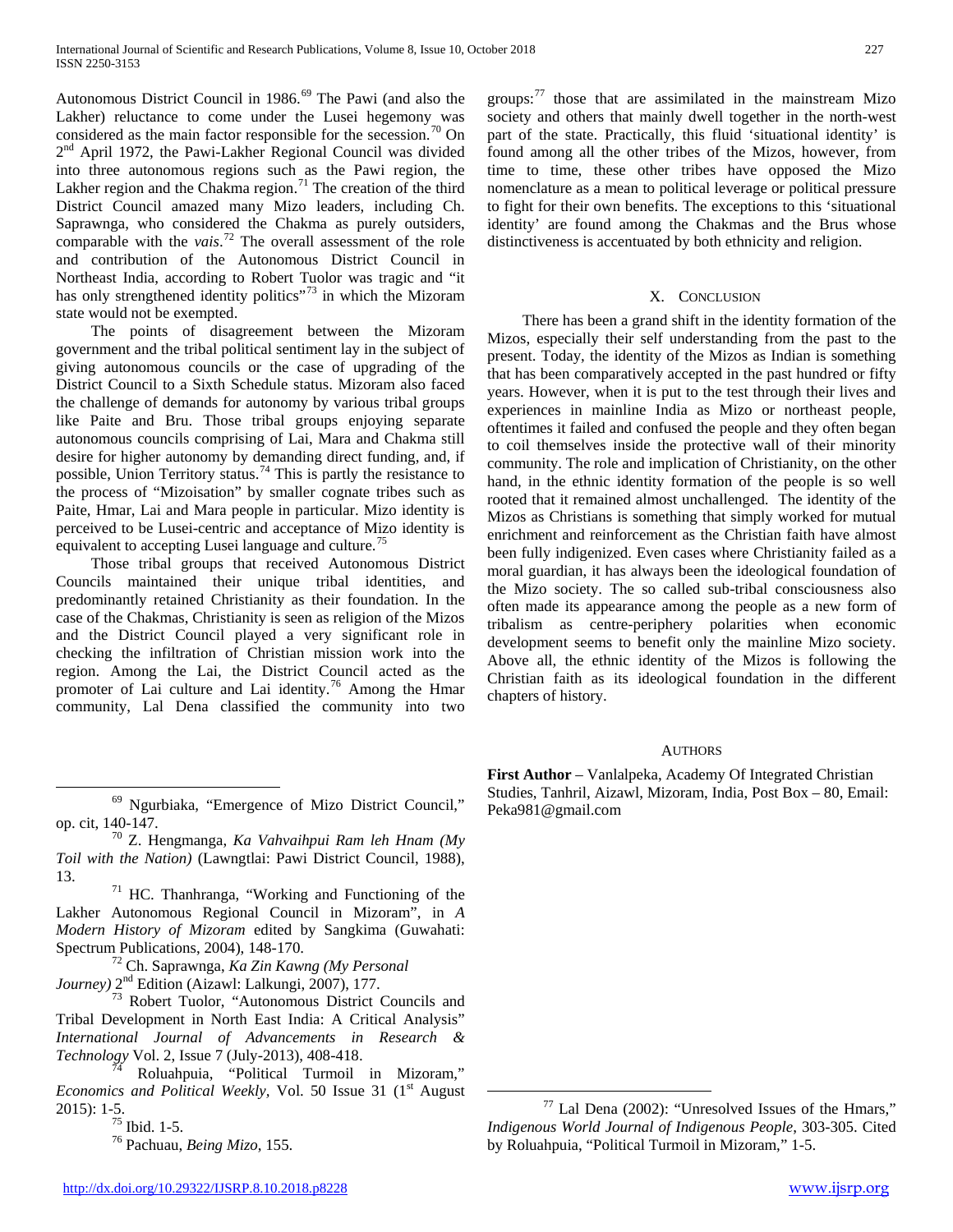Autonomous District Council in 1986.[69] The Pawi (and also the Lakher) reluctance to come under the Lusei hegemony was considered as the main factor responsible for the secession.[70] On 2nd April 1972, the Pawi-Lakher Regional Council was divided into three autonomous regions such as the Pawi region, the Lakher region and the Chakma region.[71] The creation of the third District Council amazed many Mizo leaders, including Ch. Saprawnga, who considered the Chakma as purely outsiders, comparable with the *vais*.[72] The overall assessment of the role and contribution of the Autonomous District Council in Northeast India, according to Robert Tuolor was tragic and "it has only strengthened identity politics"[73] in which the Mizoram state would not be exempted.

The points of disagreement between the Mizoram government and the tribal political sentiment lay in the subject of giving autonomous councils or the case of upgrading of the District Council to a Sixth Schedule status. Mizoram also faced the challenge of demands for autonomy by various tribal groups like Paite and Bru. Those tribal groups enjoying separate autonomous councils comprising of Lai, Mara and Chakma still desire for higher autonomy by demanding direct funding, and, if possible, Union Territory status.[74] This is partly the resistance to the process of "Mizoisation" by smaller cognate tribes such as Paite, Hmar, Lai and Mara people in particular. Mizo identity is perceived to be Lusei-centric and acceptance of Mizo identity is equivalent to accepting Lusei language and culture.[75]

Those tribal groups that received Autonomous District Councils maintained their unique tribal identities, and predominantly retained Christianity as their foundation. In the case of the Chakmas, Christianity is seen as religion of the Mizos and the District Council played a very significant role in checking the infiltration of Christian mission work into the region. Among the Lai, the District Council acted as the promoter of Lai culture and Lai identity.[76] Among the Hmar community, Lal Dena classified the community into two groups:[77] those that are assimilated in the mainstream Mizo society and others that mainly dwell together in the north-west part of the state. Practically, this fluid 'situational identity' is found among all the other tribes of the Mizos, however, from time to time, these other tribes have opposed the Mizo nomenclature as a mean to political leverage or political pressure to fight for their own benefits. The exceptions to this 'situational identity' are found among the Chakmas and the Brus whose distinctiveness is accentuated by both ethnicity and religion.

## X. Conclusion

There has been a grand shift in the identity formation of the Mizos, especially their self understanding from the past to the present. Today, the identity of the Mizos as Indian is something that has been comparatively accepted in the past hundred or fifty years. However, when it is put to the test through their lives and experiences in mainline India as Mizo or northeast people, oftentimes it failed and confused the people and they often began to coil themselves inside the protective wall of their minority community. The role and implication of Christianity, on the other hand, in the ethnic identity formation of the people is so well rooted that it remained almost unchallenged. The identity of the Mizos as Christians is something that simply worked for mutual enrichment and reinforcement as the Christian faith have almost been fully indigenized. Even cases where Christianity failed as a moral guardian, it has always been the ideological foundation of the Mizo society. The so called sub-tribal consciousness also often made its appearance among the people as a new form of tribalism as centre-periphery polarities when economic development seems to benefit only the mainline Mizo society. Above all, the ethnic identity of the Mizos is following the Christian faith as its ideological foundation in the different chapters of history.

## Authors

**First Author** – Vanlalpeka, Academy Of Integrated Christian Studies, Tanhril, Aizawl, Mizoram, India, Post Box – 80, Email: Peka981@gmail.com

---

[69] Ngurbiaka, "Emergence of Mizo District Council," op. cit, 140-147.

[70] Z. Hengmanga, *Ka Vahvaihpui Ram leh Hnam (My Toil with the Nation)* (Lawngtlai: Pawi District Council, 1988), 13.

[71] HC. Thanhranga, "Working and Functioning of the Lakher Autonomous Regional Council in Mizoram", in *A Modern History of Mizoram* edited by Sangkima (Guwahati: Spectrum Publications, 2004), 148-170.

[72] Ch. Saprawnga, *Ka Zin Kawng (My Personal Journey)* 2nd Edition (Aizawl: Lalkungi, 2007), 177.

[73] Robert Tuolor, "Autonomous District Councils and Tribal Development in North East India: A Critical Analysis" *International Journal of Advancements in Research & Technology* Vol. 2, Issue 7 (July-2013), 408-418.

[74] Roluahpuia, "Political Turmoil in Mizoram," *Economics and Political Weekly*, Vol. 50 Issue 31 (1st August 2015): 1-5.

[75] Ibid. 1-5.

[76] Pachuau, *Being Mizo*, 155.

[77] Lal Dena (2002): "Unresolved Issues of the Hmars," *Indigenous World Journal of Indigenous People*, 303-305. Cited by Roluahpuia, "Political Turmoil in Mizoram," 1-5.